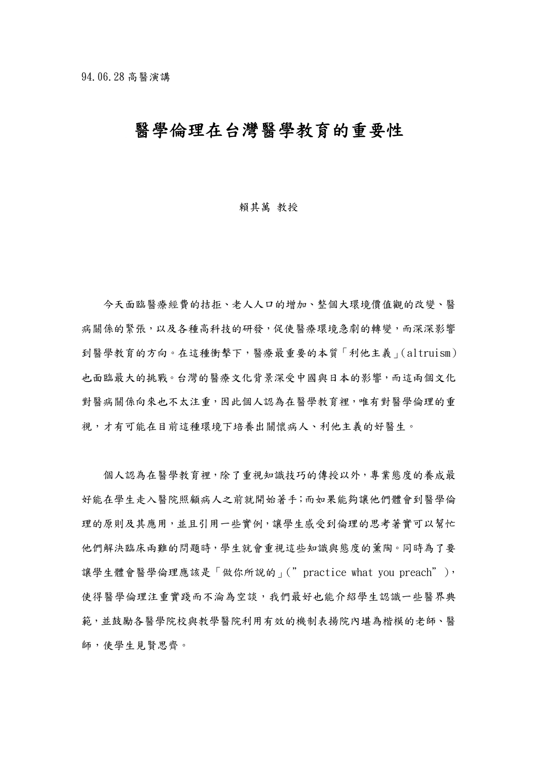94.06.28 高醫演講

# 醫學倫理在台灣醫學教育的重要性

賴其萬 教授

今天面臨醫療經費的拮据、老人人口的增加、整個大環境價值觀的改變、醫病關係的緊張，以及各種高科技的研發，促使醫療環境急劇的轉變，而深深影響到醫學教育的方向。在這種衝擊下，醫療最重要的本質「利他主義」(altruism)也面臨最大的挑戰。台灣的醫療文化背景深受中國與日本的影響，而這兩個文化對醫病關係向來也不太注重，因此個人認為在醫學教育裡，唯有對醫學倫理的重視，才有可能在目前這種環境下培養出關懷病人、利他主義的好醫生。

個人認為在醫學教育裡，除了重視知識技巧的傳授以外，專業態度的養成最好能在學生走入醫院照顧病人之前就開始著手;而如果能夠讓他們體會到醫學倫理的原則及其應用，並且引用一些實例，讓學生感受到倫理的思考著實可以幫忙他們解決臨床兩難的問題時，學生就會重視這些知識與態度的薰陶。同時為了要讓學生體會醫學倫理應該是「做你所說的」(”practice what you preach”)，使得醫學倫理注重實踐而不淪為空談，我們最好也能介紹學生認識一些醫界典範，並鼓勵各醫學院校與教學醫院利用有效的機制表揚院內堪為楷模的老師、醫師，使學生見賢思齊。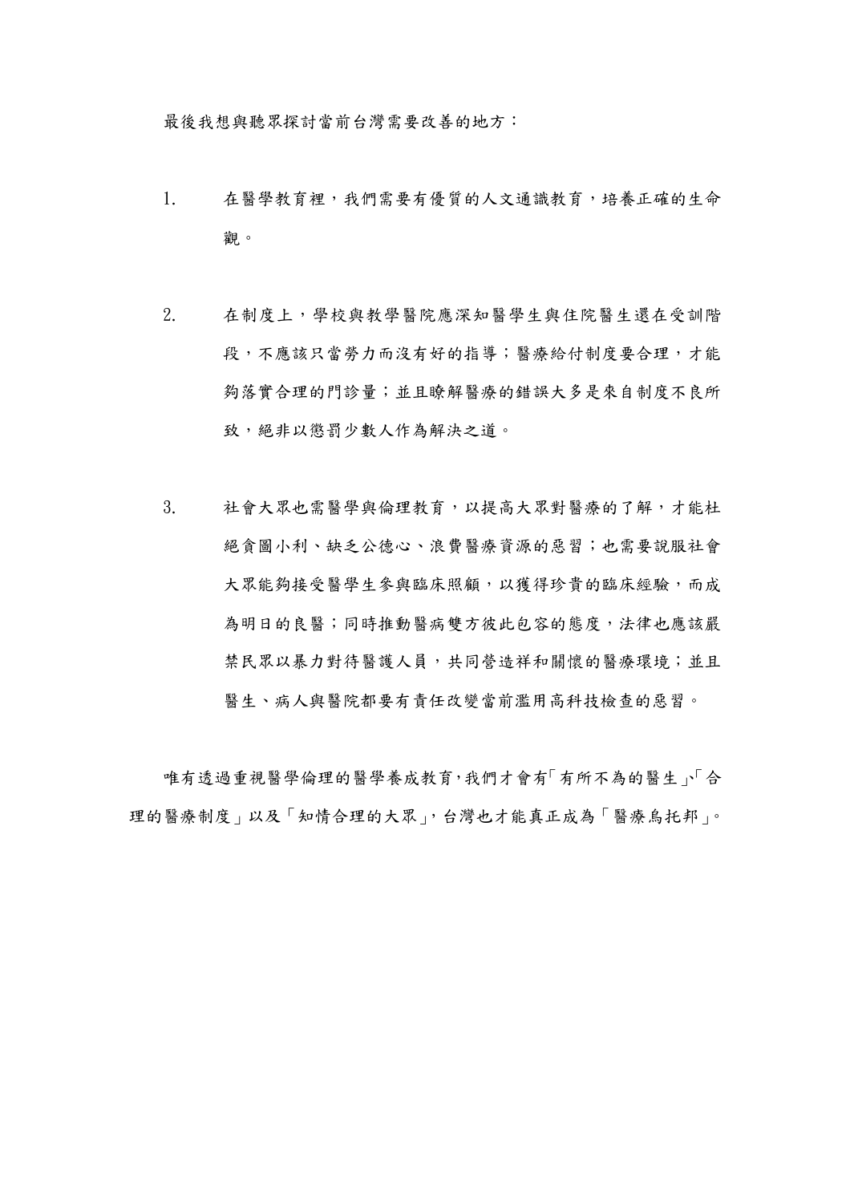最後我想與聽眾探討當前台灣需要改善的地方：

1. 在醫學教育裡，我們需要有優質的人文通識教育，培養正確的生命觀。

2. 在制度上，學校與教學醫院應深知醫學生與住院醫生還在受訓階段，不應該只當勞力而沒有好的指導；醫療給付制度要合理，才能夠落實合理的門診量；並且瞭解醫療的錯誤大多是來自制度不良所致，絕非以懲罰少數人作為解決之道。

3. 社會大眾也需醫學與倫理教育，以提高大眾對醫療的了解，才能杜絕貪圖小利、缺乏公德心、浪費醫療資源的惡習；也需要說服社會大眾能夠接受醫學生參與臨床照顧，以獲得珍貴的臨床經驗，而成為明日的良醫；同時推動醫病雙方彼此包容的態度，法律也應該嚴禁民眾以暴力對待醫護人員，共同營造祥和關懷的醫療環境；並且醫生、病人與醫院都要有責任改變當前濫用高科技檢查的惡習。

唯有透過重視醫學倫理的醫學養成教育，我們才會有「有所不為的醫生」、「合理的醫療制度」以及「知情合理的大眾」，台灣也才能真正成為「醫療烏托邦」。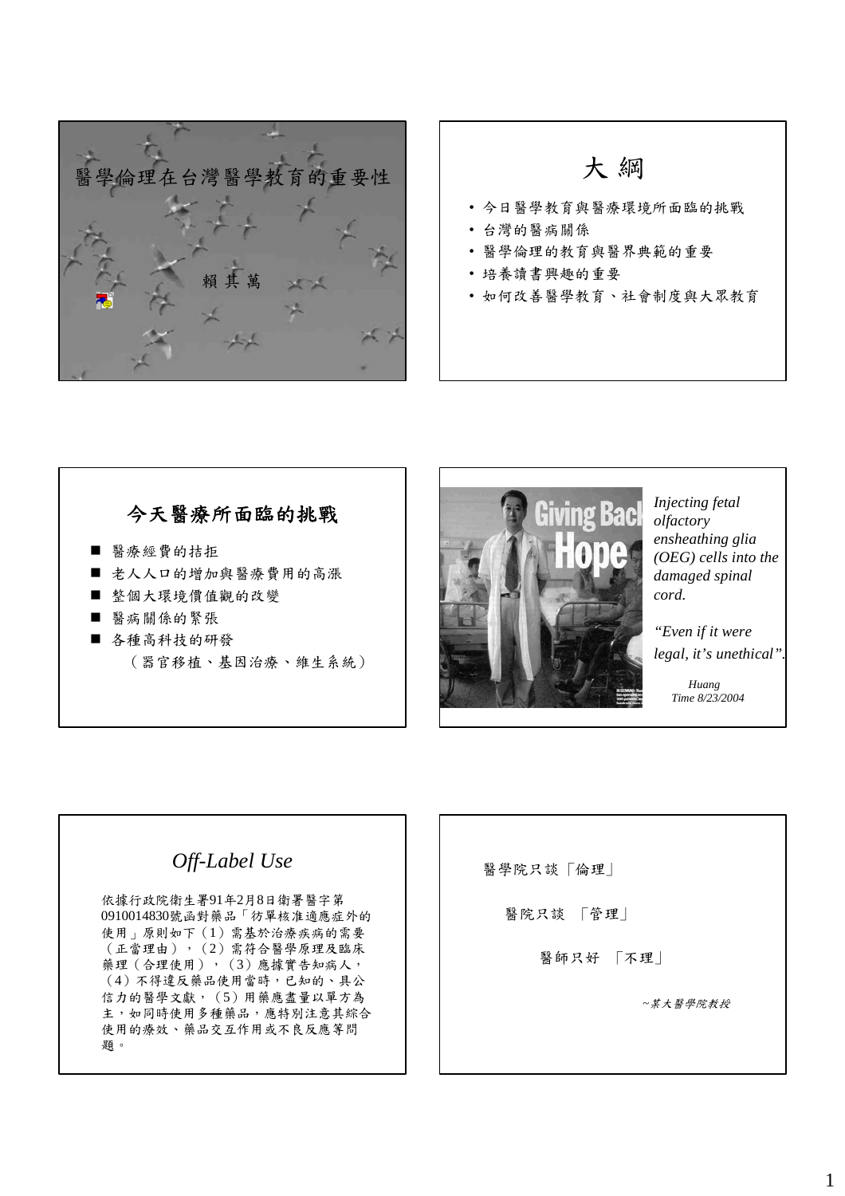# 醫學倫理在台灣醫學教育的重要性

賴其萬

## 大綱

- 今日醫學教育與醫療環境所面臨的挑戰
- 台灣的醫病關係
- 醫學倫理的教育與醫界典範的重要
- 培養讀書興趣的重要
- 如何改善醫學教育、社會制度與大眾教育

## 今天醫療所面臨的挑戰

- 醫療經費的拮据
- 老人人口的增加與醫療費用的高漲
- 整個大環境價值觀的改變
- 醫病關係的緊張
- 各種高科技的研發

  （器官移植、基因治療、維生系統）

*Injecting fetal olfactory ensheathing glia (OEG) cells into the damaged spinal cord.*

*"Even if it were legal, it's unethical".*

*Huang*
*Time 8/23/2004*

## *Off-Label Use*

依據行政院衛生署91年2月8日衛署醫字第0910014830號函對藥品「仿單核准適應症外的使用」原則如下（1）需基於治療疾病的需要（正當理由），（2）需符合醫學原理及臨床藥理（合理使用），（3）應據實告知病人，（4）不得違反藥品使用當時，已知的、具公信力的醫學文獻，（5）用藥應盡量以單方為主，如同時使用多種藥品，應特別注意其綜合使用的療效、藥品交互作用或不良反應等問題。

醫學院只談「倫理」

醫院只談 「管理」

醫師只好 「不理」

*~某大醫學院教授*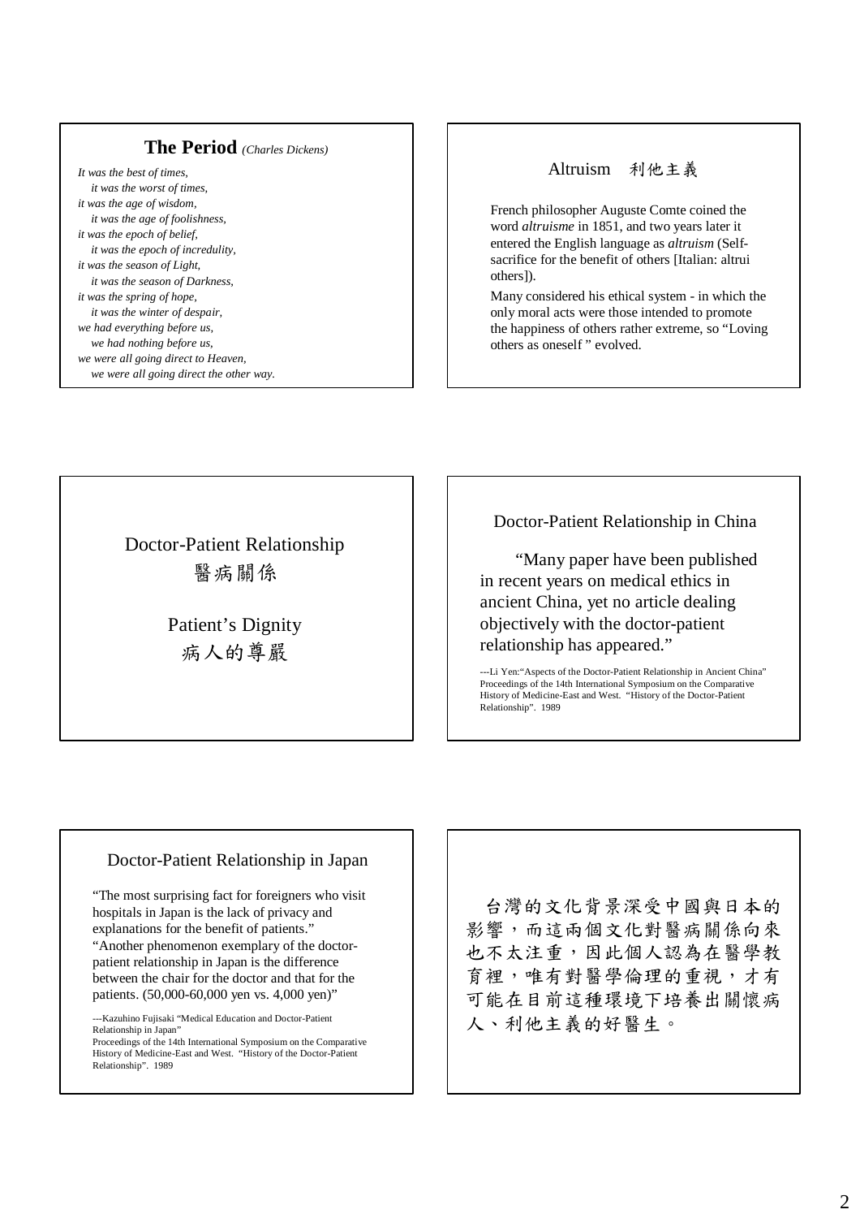## The Period *(Charles Dickens)*

*It was the best of times,*
*it was the worst of times,*
*it was the age of wisdom,*
*it was the age of foolishness,*
*it was the epoch of belief,*
*it was the epoch of incredulity,*
*it was the season of Light,*
*it was the season of Darkness,*
*it was the spring of hope,*
*it was the winter of despair,*
*we had everything before us,*
*we had nothing before us,*
*we were all going direct to Heaven,*
*we were all going direct the other way.*

## Altruism 利他主義

French philosopher Auguste Comte coined the word *altruisme* in 1851, and two years later it entered the English language as *altruism* (Self-sacrifice for the benefit of others [Italian: altrui others]).

Many considered his ethical system - in which the only moral acts were those intended to promote the happiness of others rather extreme, so "Loving others as oneself " evolved.

## Doctor-Patient Relationship 醫病關係

## Patient's Dignity 病人的尊嚴

## Doctor-Patient Relationship in China

"Many paper have been published in recent years on medical ethics in ancient China, yet no article dealing objectively with the doctor-patient relationship has appeared."

---Li Yen:"Aspects of the Doctor-Patient Relationship in Ancient China" Proceedings of the 14th International Symposium on the Comparative History of Medicine-East and West. "History of the Doctor-Patient Relationship". 1989

## Doctor-Patient Relationship in Japan

"The most surprising fact for foreigners who visit hospitals in Japan is the lack of privacy and explanations for the benefit of patients."

"Another phenomenon exemplary of the doctor-patient relationship in Japan is the difference between the chair for the doctor and that for the patients. (50,000-60,000 yen vs. 4,000 yen)"

---Kazuhino Fujisaki "Medical Education and Doctor-Patient Relationship in Japan"
Proceedings of the 14th International Symposium on the Comparative History of Medicine-East and West. "History of the Doctor-Patient Relationship". 1989

台灣的文化背景深受中國與日本的影響，而這兩個文化對醫病關係向來也不太注重，因此個人認為在醫學教育裡，唯有對醫學倫理的重視，才有可能在目前這種環境下培養出關懷病人、利他主義的好醫生。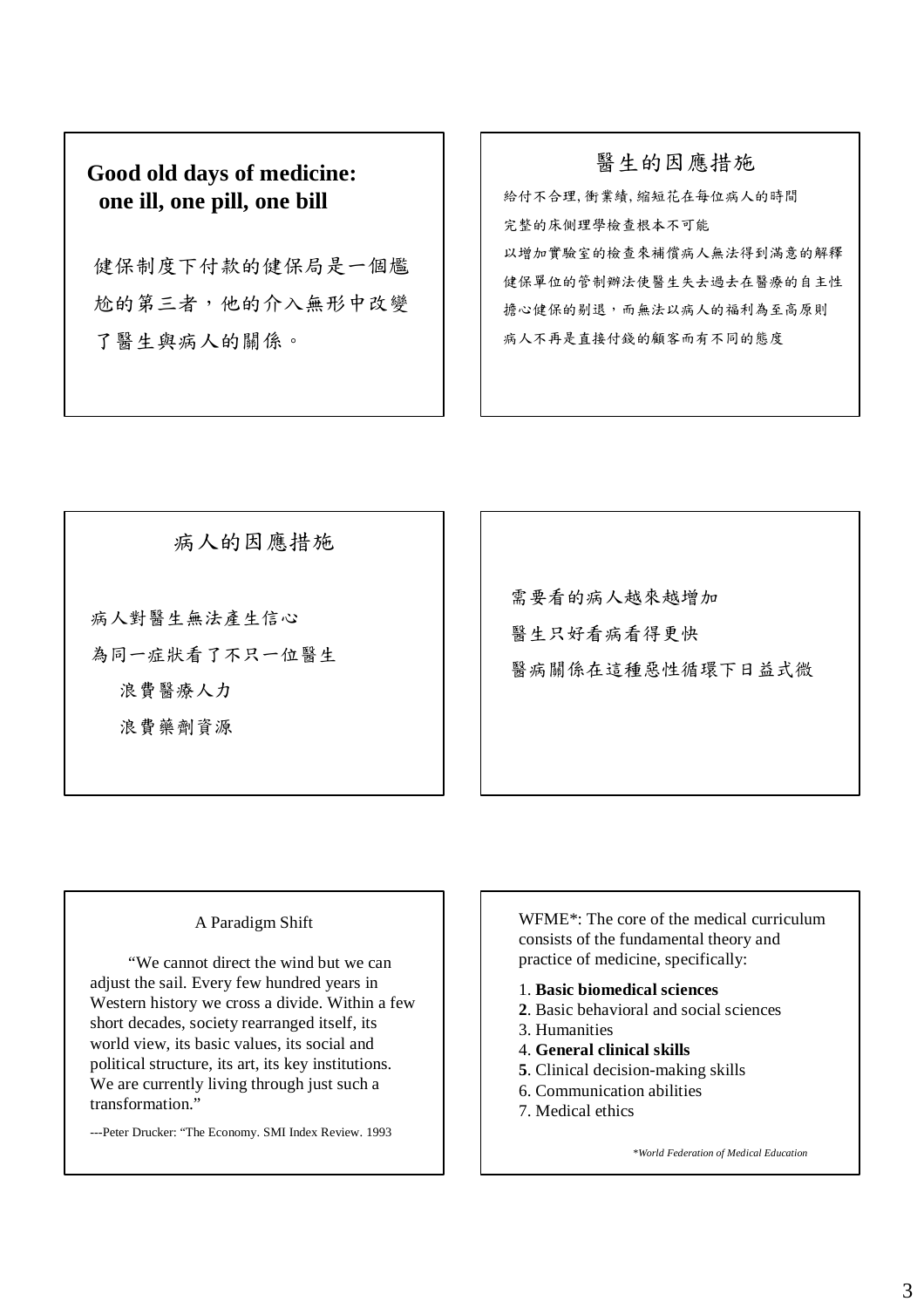## Good old days of medicine: one ill, one pill, one bill

健保制度下付款的健保局是一個尷尬的第三者，他的介入無形中改變了醫生與病人的關係。

## 醫生的因應措施

給付不合理, 衝業績, 縮短花在每位病人的時間

完整的床側理學檢查根本不可能

以增加實驗室的檢查來補償病人無法得到滿意的解釋

健保單位的管制辦法使醫生失去過去在醫療的自主性

擔心健保的剔退，而無法以病人的福利為至高原則

病人不再是直接付錢的顧客而有不同的態度

## 病人的因應措施

病人對醫生無法產生信心

為同一症狀看了不只一位醫生

- 浪費醫療人力
- 浪費藥劑資源

需要看的病人越來越增加

醫生只好看病看得更快

醫病關係在這種惡性循環下日益式微

## A Paradigm Shift

"We cannot direct the wind but we can adjust the sail. Every few hundred years in Western history we cross a divide. Within a few short decades, society rearranged itself, its world view, its basic values, its social and political structure, its art, its key institutions. We are currently living through just such a transformation."

---Peter Drucker: "The Economy. SMI Index Review. 1993

WFME*: The core of the medical curriculum consists of the fundamental theory and practice of medicine, specifically:

1. **Basic biomedical sciences**
2. Basic behavioral and social sciences
3. Humanities
4. **General clinical skills**
5. Clinical decision-making skills
6. Communication abilities
7. Medical ethics

*\*World Federation of Medical Education*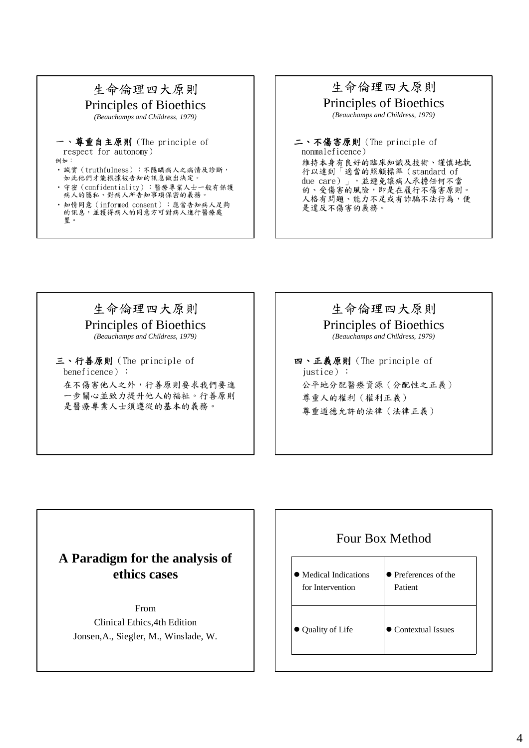## 生命倫理四大原則
## Principles of Bioethics

*(Beauchamps and Childress, 1979)*

**一、尊重自主原則**（The principle of respect for autonomy）

例如：

- 誠實（truthfulness）：不隱瞞病人之病情及診斷，如此他們才能根據被告知的訊息做出決定。
- 守密（confidentiality）：醫療專業人士一般有保護病人的隱私、對病人所告知事項保密的義務。
- 知情同意（informed consent）：應當告知病人足夠的訊息，並獲得病人的同意方可對病人進行醫療處置。

## 生命倫理四大原則
## Principles of Bioethics

*(Beauchamps and Childress, 1979)*

**二、不傷害原則**（The principle of nonmaleficence）

維持本身有良好的臨床知識及技術、謹慎地執行以達到「適當的照顧標準（standard of due care）」，並避免讓病人承擔任何不當的、受傷害的風險，即是在履行不傷害原則。人格有問題、能力不足或有詐騙不法行為，便是違反不傷害的義務。

## 生命倫理四大原則
## Principles of Bioethics

*(Beauchamps and Childress, 1979)*

**三、行善原則**（The principle of beneficence）：

在不傷害他人之外，行善原則要求我們要進一步關心並致力提升他人的福祉。行善原則是醫療專業人士須遵從的基本的義務。

## 生命倫理四大原則
## Principles of Bioethics

*(Beauchamps and Childress, 1979)*

**四、正義原則**（The principle of justice）：

公平地分配醫療資源（分配性之正義）

尊重人的權利（權利正義）

尊重道德允許的法律（法律正義）

## A Paradigm for the analysis of ethics cases

From

Clinical Ethics,4th Edition

Jonsen,A., Siegler, M., Winslade, W.

## Four Box Method

| | |
|---|---|
| ● Medical Indications for Intervention | ● Preferences of the Patient |
| ● Quality of Life | ● Contextual Issues |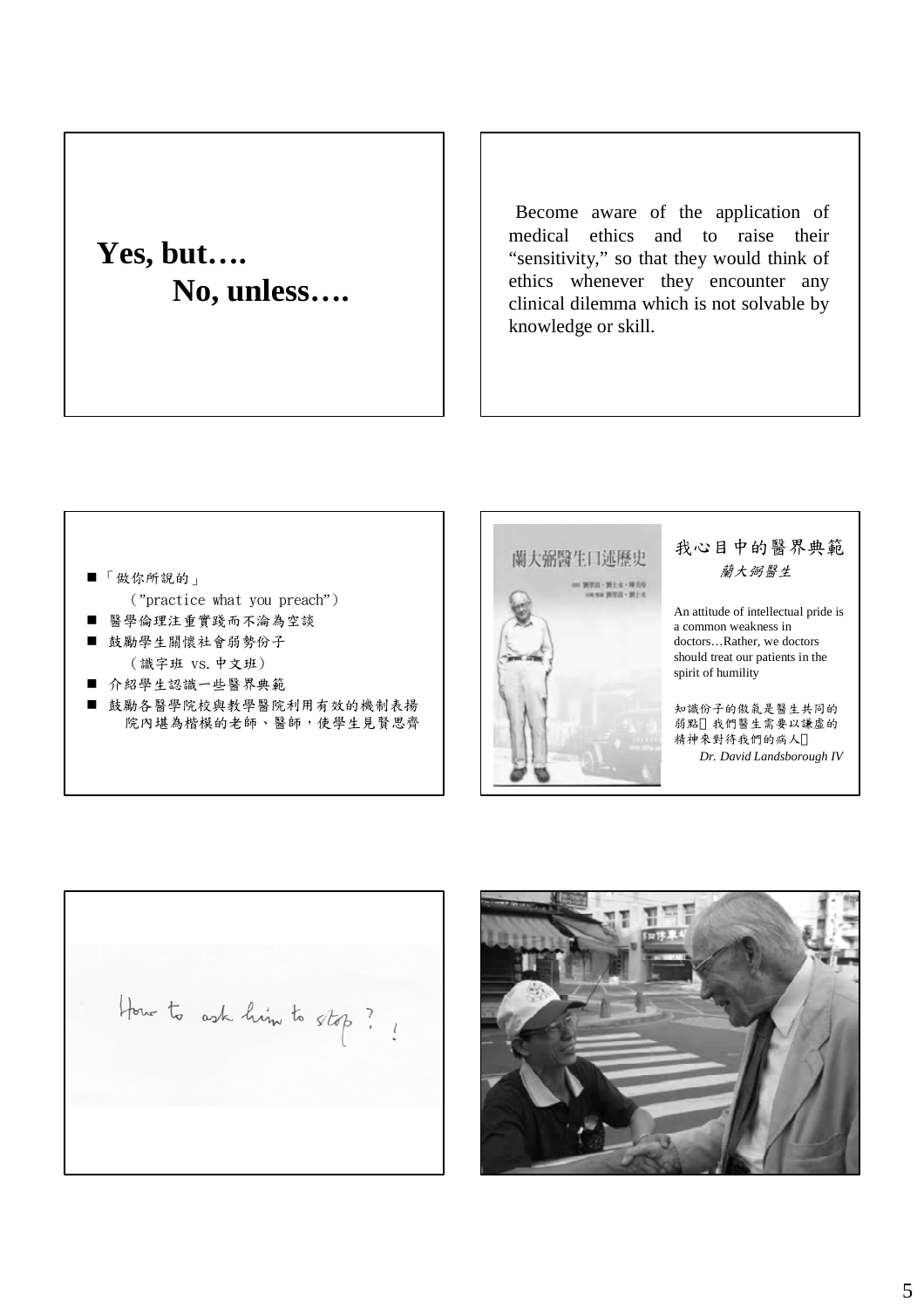**Yes, but….**

**No, unless….**

Become aware of the application of medical ethics and to raise their "sensitivity," so that they would think of ethics whenever they encounter any clinical dilemma which is not solvable by knowledge or skill.

- 「做你所說的」
  (”practice what you preach”)
- 醫學倫理注重實踐而不淪為空談
- 鼓勵學生關懷社會弱勢份子
  (識字班 vs. 中文班)
- 介紹學生認識一些醫界典範
- 鼓勵各醫學院校與教學醫院利用有效的機制表揚院內堪為楷模的老師、醫師，使學生見賢思齊

我心目中的醫界典範

*蘭大弼醫生*

An attitude of intellectual pride is a common weakness in doctors…Rather, we doctors should treat our patients in the spirit of humility

知識份子的傲氣是醫生共同的弱點，我們醫生需要以謙虛的精神來對待我們的病人。

*Dr. David Landsborough IV*

How to ask him to stop? !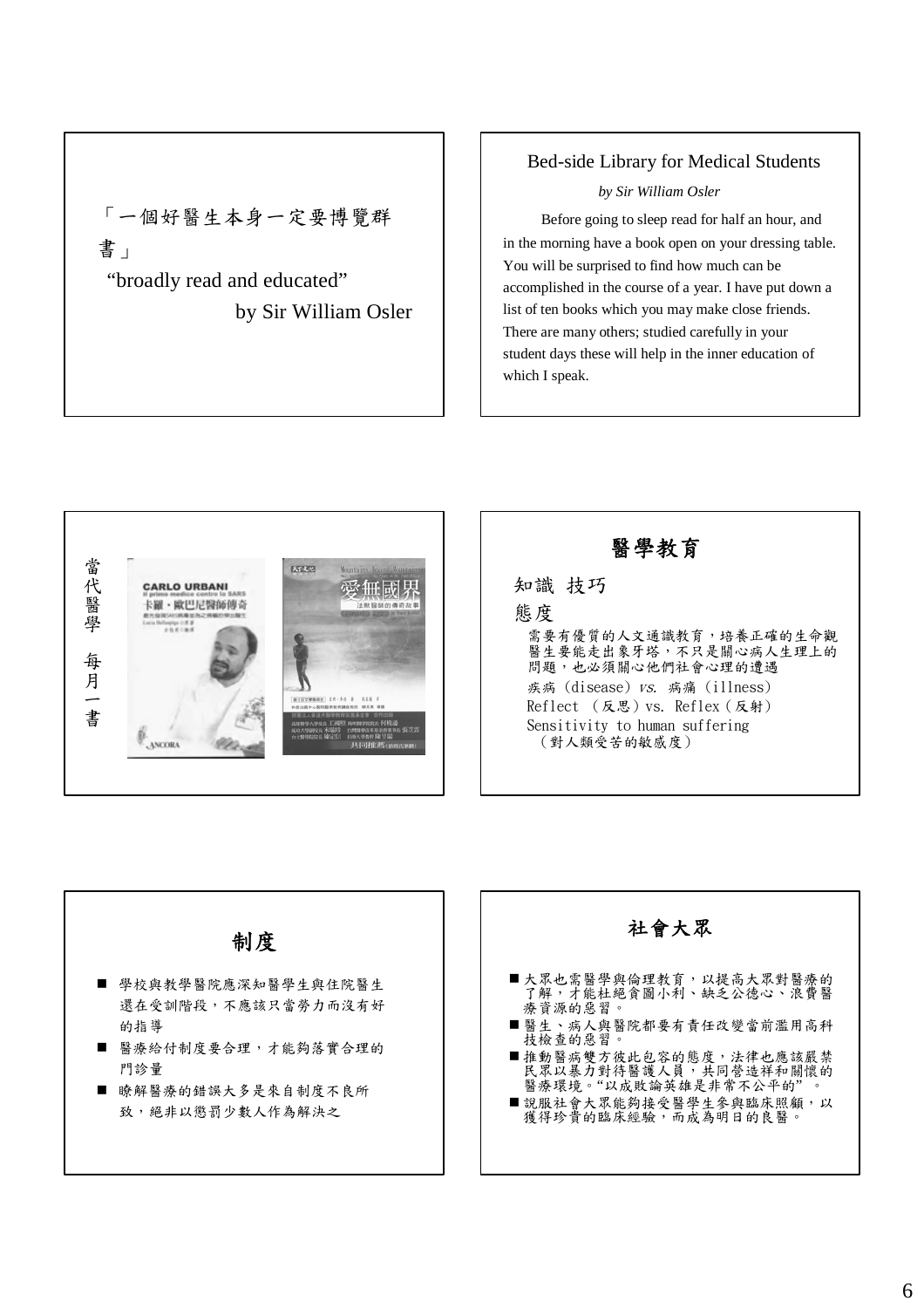「一個好醫生本身一定要博覽群書」

"broadly read and educated"

by Sir William Osler

---

Bed-side Library for Medical Students

*by Sir William Osler*

Before going to sleep read for half an hour, and in the morning have a book open on your dressing table. You will be surprised to find how much can be accomplished in the course of a year. I have put down a list of ten books which you may make close friends. There are many others; studied carefully in your student days these will help in the inner education of which I speak.

---

當代醫學 每月一書

---

## 醫學教育

知識 技巧

態度

需要有優質的人文通識教育，培養正確的生命觀
醫生要能走出象牙塔，不只是關心病人生理上的問題，也必須關心他們社會心理的遭遇

疾病 (disease) *vs.* 病痛 (illness)

Reflect （反思）vs. Reflex（反射）

Sensitivity to human suffering
（對人類受苦的敏感度）

---

## 制度

- 學校與教學醫院應深知醫學生與住院醫生還在受訓階段，不應該只當勞力而沒有好的指導
- 醫療給付制度要合理，才能夠落實合理的門診量
- 瞭解醫療的錯誤大多是來自制度不良所致，絕非以懲罰少數人作為解決之

---

## 社會大眾

- 大眾也需醫學與倫理教育，以提高大眾對醫療的了解，才能杜絕貪圖小利、缺乏公德心、浪費醫療資源的惡習。
- 醫生、病人與醫院都要有責任改變當前濫用高科技檢查的惡習。
- 推動醫病雙方彼此包容的態度，法律也應該嚴禁民眾以暴力對待醫護人員，共同營造祥和關懷的醫療環境。"以成敗論英雄是非常不公平的"。
- 說服社會大眾能夠接受醫學生參與臨床照顧，以獲得珍貴的臨床經驗，而成為明日的良醫。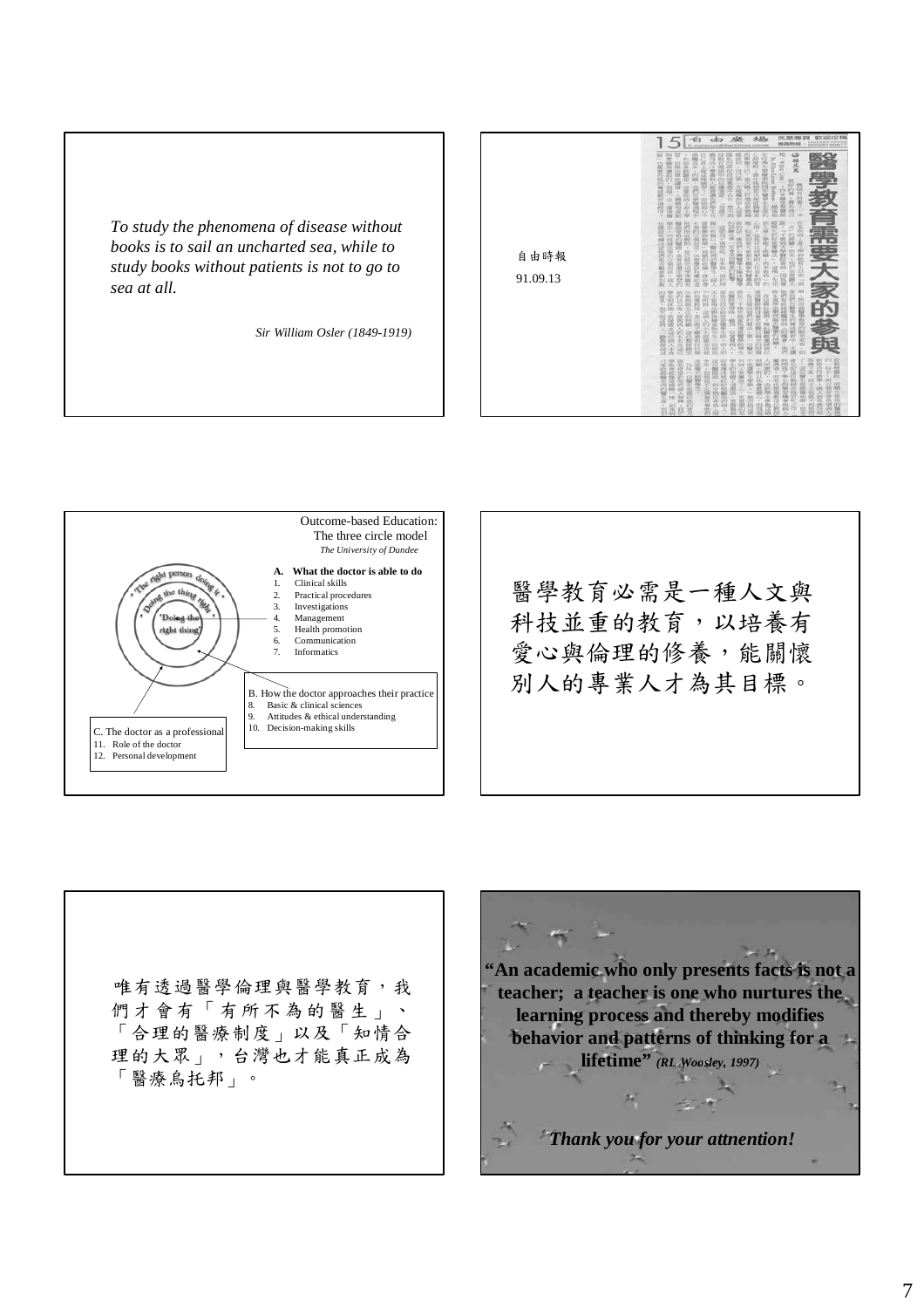*To study the phenomena of disease without books is to sail an uncharted sea, while to study books without patients is not to go to sea at all.*

*Sir William Osler (1849-1919)*

---

自由時報

91.09.13

醫學教育需要大家的參與

---

Outcome-based Education:
The three circle model
*The University of Dundee*

"Doing the right thing" / "Doing the thing right" / "The right person doing it"

**A. What the doctor is able to do**

1. Clinical skills
2. Practical procedures
3. Investigations
4. Management
5. Health promotion
6. Communication
7. Informatics

B. How the doctor approaches their practice

8. Basic & clinical sciences
9. Attitudes & ethical understanding
10. Decision-making skills

C. The doctor as a professional

11. Role of the doctor
12. Personal development

---

醫學教育必需是一種人文與科技並重的教育，以培養有愛心與倫理的修養，能關懷別人的專業人才為其目標。

---

唯有透過醫學倫理與醫學教育，我們才會有「有所不為的醫生」、「合理的醫療制度」以及「知情合理的大眾」，台灣也才能真正成為「醫療烏托邦」。

---

**"An academic who only presents facts is not a teacher; a teacher is one who nurtures the learning process and thereby modifies behavior and patterns of thinking for a lifetime"** ***(RL Woosley, 1997)***

***Thank you for your attnention!***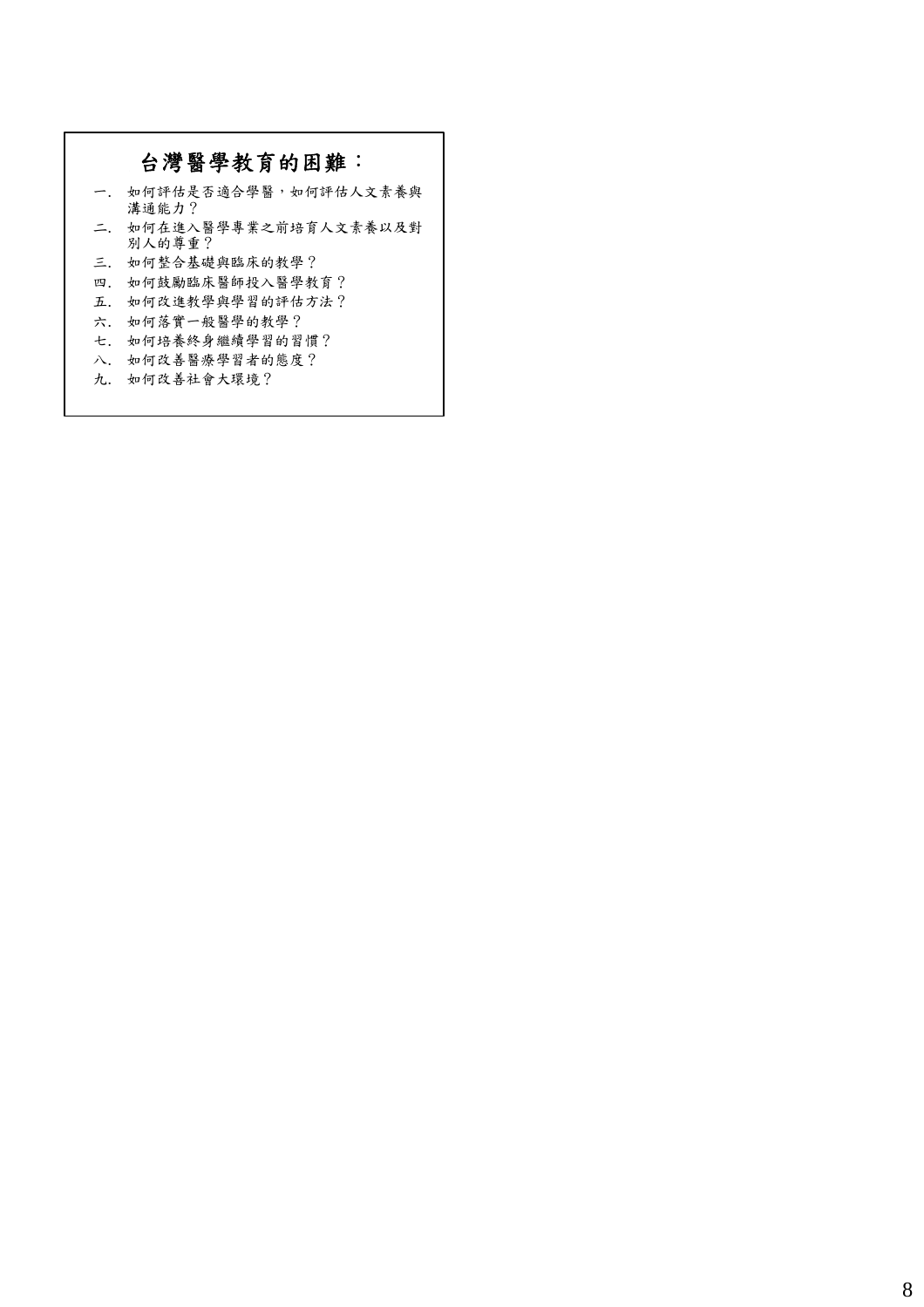## 台灣醫學教育的困難：

一. 如何評估是否適合學醫，如何評估人文素養與溝通能力？
二. 如何在進入醫學專業之前培育人文素養以及對別人的尊重？
三. 如何整合基礎與臨床的教學？
四. 如何鼓勵臨床醫師投入醫學教育？
五. 如何改進教學與學習的評估方法？
六. 如何落實一般醫學的教學？
七. 如何培養終身繼續學習的習慣？
八. 如何改善醫療學習者的態度？
九. 如何改善社會大環境？